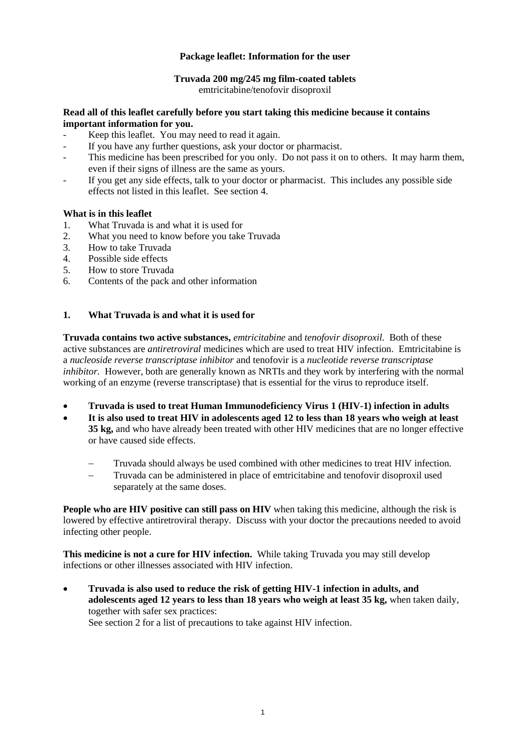**Package leaflet: Information for the user**

**Truvada 200 mg/245 mg film-coated tablets**
emtricitabine/tenofovir disoproxil

**Read all of this leaflet carefully before you start taking this medicine because it contains important information for you.**

- Keep this leaflet. You may need to read it again.
- If you have any further questions, ask your doctor or pharmacist.
- This medicine has been prescribed for you only. Do not pass it on to others. It may harm them, even if their signs of illness are the same as yours.
- If you get any side effects, talk to your doctor or pharmacist. This includes any possible side effects not listed in this leaflet. See section 4.

**What is in this leaflet**

1. What Truvada is and what it is used for
2. What you need to know before you take Truvada
3. How to take Truvada
4. Possible side effects
5. How to store Truvada
6. Contents of the pack and other information

## 1. What Truvada is and what it is used for

**Truvada contains two active substances,** *emtricitabine* and *tenofovir disoproxil*. Both of these active substances are *antiretroviral* medicines which are used to treat HIV infection. Emtricitabine is a *nucleoside reverse transcriptase inhibitor* and tenofovir is a *nucleotide reverse transcriptase inhibitor*. However, both are generally known as NRTIs and they work by interfering with the normal working of an enzyme (reverse transcriptase) that is essential for the virus to reproduce itself.

- **Truvada is used to treat Human Immunodeficiency Virus 1 (HIV-1) infection in adults**
- **It is also used to treat HIV in adolescents aged 12 to less than 18 years who weigh at least 35 kg,** and who have already been treated with other HIV medicines that are no longer effective or have caused side effects.
  - Truvada should always be used combined with other medicines to treat HIV infection.
  - Truvada can be administered in place of emtricitabine and tenofovir disoproxil used separately at the same doses.

**People who are HIV positive can still pass on HIV** when taking this medicine, although the risk is lowered by effective antiretroviral therapy. Discuss with your doctor the precautions needed to avoid infecting other people.

**This medicine is not a cure for HIV infection.** While taking Truvada you may still develop infections or other illnesses associated with HIV infection.

- **Truvada is also used to reduce the risk of getting HIV-1 infection in adults, and adolescents aged 12 years to less than 18 years who weigh at least 35 kg,** when taken daily, together with safer sex practices:
  See section 2 for a list of precautions to take against HIV infection.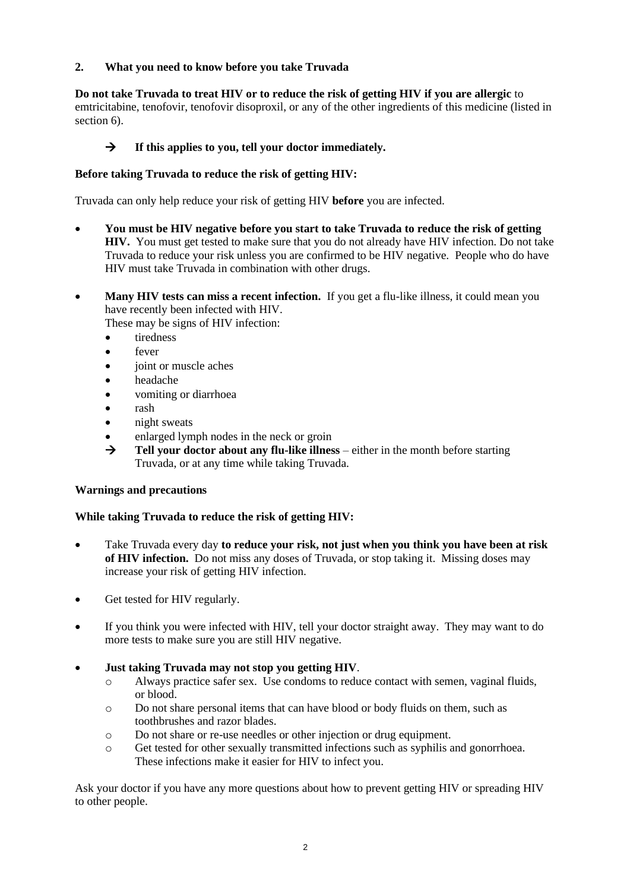## 2. What you need to know before you take Truvada

**Do not take Truvada to treat HIV or to reduce the risk of getting HIV if you are allergic** to emtricitabine, tenofovir, tenofovir disoproxil, or any of the other ingredients of this medicine (listed in section 6).

→ **If this applies to you, tell your doctor immediately.**

**Before taking Truvada to reduce the risk of getting HIV:**

Truvada can only help reduce your risk of getting HIV **before** you are infected.

- **You must be HIV negative before you start to take Truvada to reduce the risk of getting HIV.** You must get tested to make sure that you do not already have HIV infection. Do not take Truvada to reduce your risk unless you are confirmed to be HIV negative. People who do have HIV must take Truvada in combination with other drugs.

- **Many HIV tests can miss a recent infection.** If you get a flu-like illness, it could mean you have recently been infected with HIV.
  These may be signs of HIV infection:
  - tiredness
  - fever
  - joint or muscle aches
  - headache
  - vomiting or diarrhoea
  - rash
  - night sweats
  - enlarged lymph nodes in the neck or groin

  → **Tell your doctor about any flu-like illness** – either in the month before starting Truvada, or at any time while taking Truvada.

**Warnings and precautions**

**While taking Truvada to reduce the risk of getting HIV:**

- Take Truvada every day **to reduce your risk, not just when you think you have been at risk of HIV infection.** Do not miss any doses of Truvada, or stop taking it. Missing doses may increase your risk of getting HIV infection.

- Get tested for HIV regularly.

- If you think you were infected with HIV, tell your doctor straight away. They may want to do more tests to make sure you are still HIV negative.

- **Just taking Truvada may not stop you getting HIV**.
  - Always practice safer sex. Use condoms to reduce contact with semen, vaginal fluids, or blood.
  - Do not share personal items that can have blood or body fluids on them, such as toothbrushes and razor blades.
  - Do not share or re-use needles or other injection or drug equipment.
  - Get tested for other sexually transmitted infections such as syphilis and gonorrhoea. These infections make it easier for HIV to infect you.

Ask your doctor if you have any more questions about how to prevent getting HIV or spreading HIV to other people.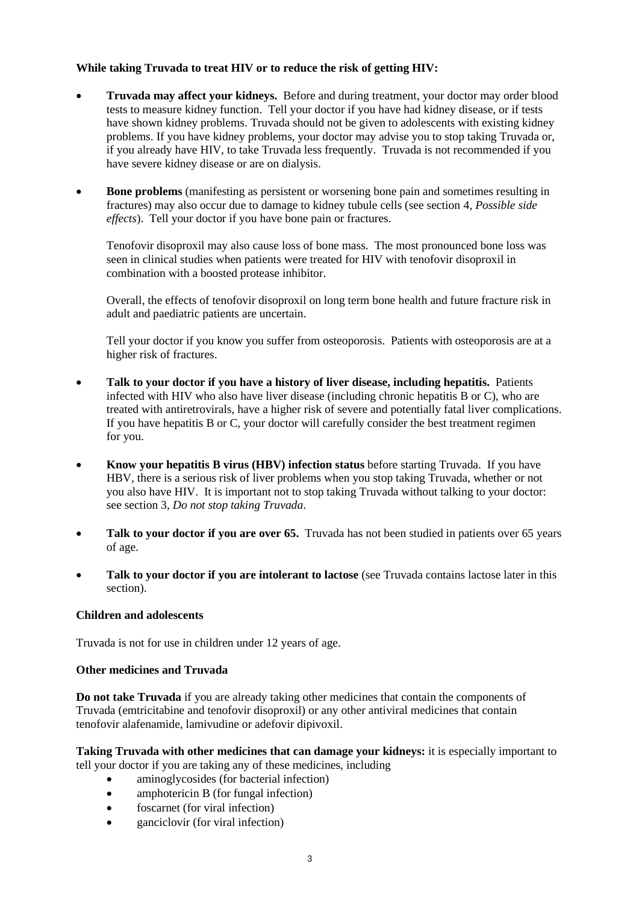**While taking Truvada to treat HIV or to reduce the risk of getting HIV:**

- **Truvada may affect your kidneys.** Before and during treatment, your doctor may order blood tests to measure kidney function. Tell your doctor if you have had kidney disease, or if tests have shown kidney problems. Truvada should not be given to adolescents with existing kidney problems. If you have kidney problems, your doctor may advise you to stop taking Truvada or, if you already have HIV, to take Truvada less frequently. Truvada is not recommended if you have severe kidney disease or are on dialysis.

- **Bone problems** (manifesting as persistent or worsening bone pain and sometimes resulting in fractures) may also occur due to damage to kidney tubule cells (see section 4, *Possible side effects*). Tell your doctor if you have bone pain or fractures.

  Tenofovir disoproxil may also cause loss of bone mass. The most pronounced bone loss was seen in clinical studies when patients were treated for HIV with tenofovir disoproxil in combination with a boosted protease inhibitor.

  Overall, the effects of tenofovir disoproxil on long term bone health and future fracture risk in adult and paediatric patients are uncertain.

  Tell your doctor if you know you suffer from osteoporosis. Patients with osteoporosis are at a higher risk of fractures.

- **Talk to your doctor if you have a history of liver disease, including hepatitis.** Patients infected with HIV who also have liver disease (including chronic hepatitis B or C), who are treated with antiretrovirals, have a higher risk of severe and potentially fatal liver complications. If you have hepatitis B or C, your doctor will carefully consider the best treatment regimen for you.

- **Know your hepatitis B virus (HBV) infection status** before starting Truvada. If you have HBV, there is a serious risk of liver problems when you stop taking Truvada, whether or not you also have HIV. It is important not to stop taking Truvada without talking to your doctor: see section 3, *Do not stop taking Truvada*.

- **Talk to your doctor if you are over 65.** Truvada has not been studied in patients over 65 years of age.

- **Talk to your doctor if you are intolerant to lactose** (see Truvada contains lactose later in this section).

**Children and adolescents**

Truvada is not for use in children under 12 years of age.

**Other medicines and Truvada**

**Do not take Truvada** if you are already taking other medicines that contain the components of Truvada (emtricitabine and tenofovir disoproxil) or any other antiviral medicines that contain tenofovir alafenamide, lamivudine or adefovir dipivoxil.

**Taking Truvada with other medicines that can damage your kidneys:** it is especially important to tell your doctor if you are taking any of these medicines, including

- aminoglycosides (for bacterial infection)
- amphotericin B (for fungal infection)
- foscarnet (for viral infection)
- ganciclovir (for viral infection)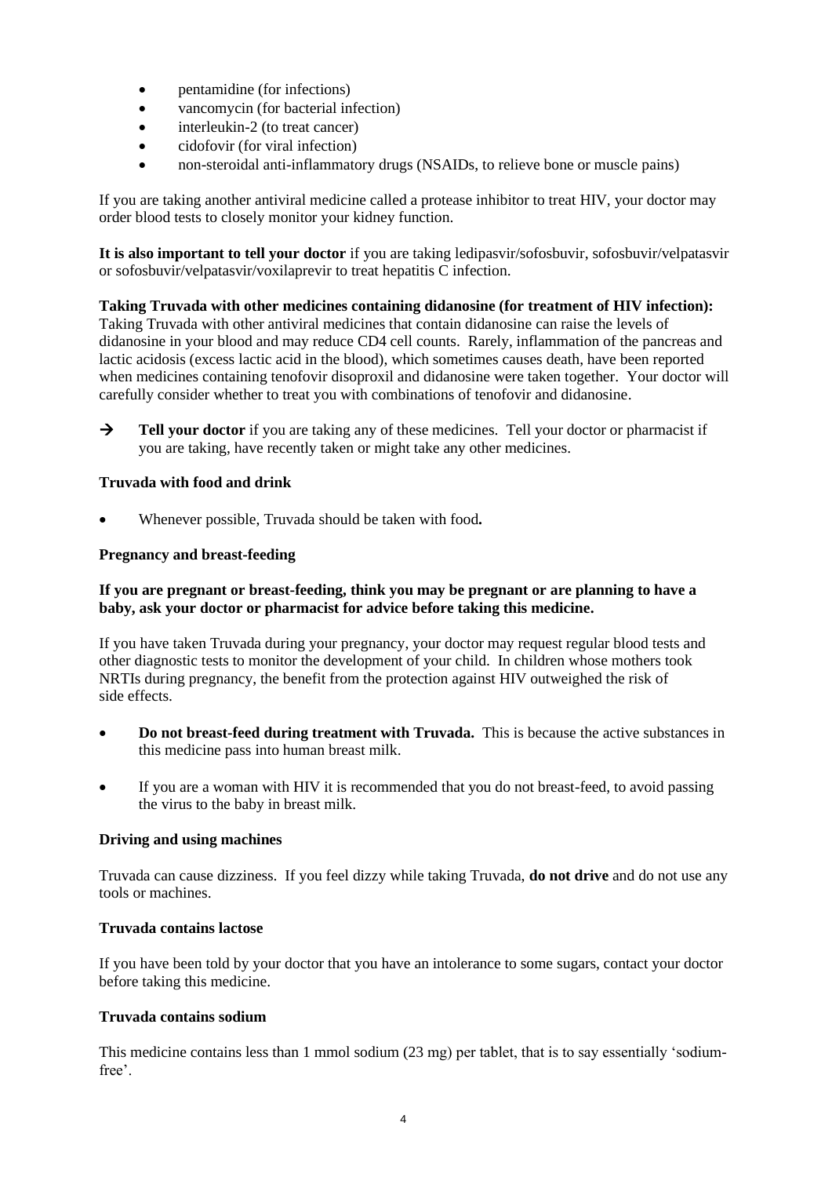- pentamidine (for infections)
- vancomycin (for bacterial infection)
- interleukin-2 (to treat cancer)
- cidofovir (for viral infection)
- non-steroidal anti-inflammatory drugs (NSAIDs, to relieve bone or muscle pains)

If you are taking another antiviral medicine called a protease inhibitor to treat HIV, your doctor may order blood tests to closely monitor your kidney function.

**It is also important to tell your doctor** if you are taking ledipasvir/sofosbuvir, sofosbuvir/velpatasvir or sofosbuvir/velpatasvir/voxilaprevir to treat hepatitis C infection.

**Taking Truvada with other medicines containing didanosine (for treatment of HIV infection):** Taking Truvada with other antiviral medicines that contain didanosine can raise the levels of didanosine in your blood and may reduce CD4 cell counts. Rarely, inflammation of the pancreas and lactic acidosis (excess lactic acid in the blood), which sometimes causes death, have been reported when medicines containing tenofovir disoproxil and didanosine were taken together. Your doctor will carefully consider whether to treat you with combinations of tenofovir and didanosine.

→ **Tell your doctor** if you are taking any of these medicines. Tell your doctor or pharmacist if you are taking, have recently taken or might take any other medicines.

**Truvada with food and drink**

- Whenever possible, Truvada should be taken with food**.**

**Pregnancy and breast-feeding**

**If you are pregnant or breast-feeding, think you may be pregnant or are planning to have a baby, ask your doctor or pharmacist for advice before taking this medicine.**

If you have taken Truvada during your pregnancy, your doctor may request regular blood tests and other diagnostic tests to monitor the development of your child. In children whose mothers took NRTIs during pregnancy, the benefit from the protection against HIV outweighed the risk of side effects.

- **Do not breast-feed during treatment with Truvada.** This is because the active substances in this medicine pass into human breast milk.
- If you are a woman with HIV it is recommended that you do not breast-feed, to avoid passing the virus to the baby in breast milk.

**Driving and using machines**

Truvada can cause dizziness. If you feel dizzy while taking Truvada, **do not drive** and do not use any tools or machines.

**Truvada contains lactose**

If you have been told by your doctor that you have an intolerance to some sugars, contact your doctor before taking this medicine.

**Truvada contains sodium**

This medicine contains less than 1 mmol sodium (23 mg) per tablet, that is to say essentially 'sodium-free'.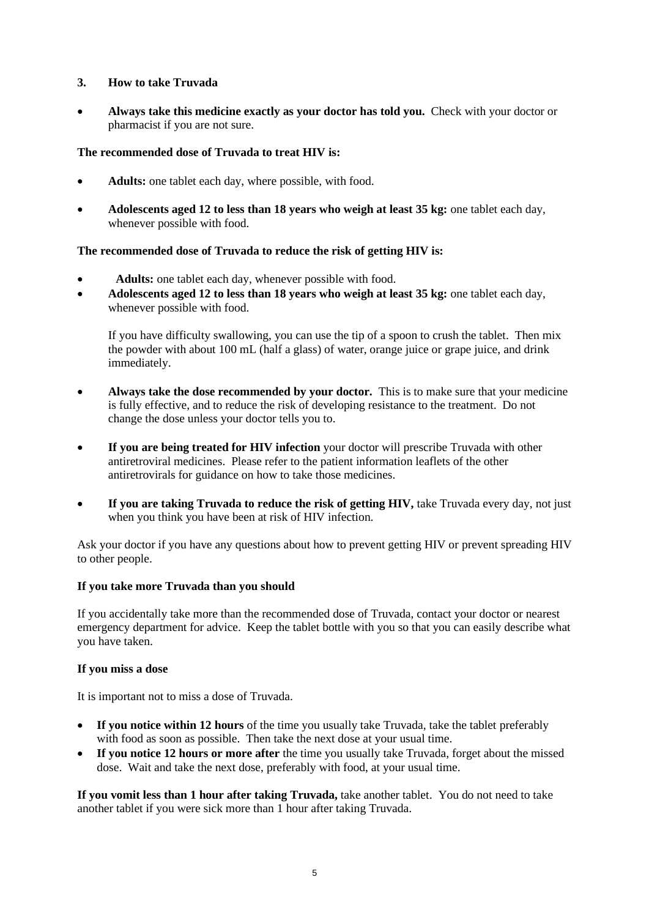## 3. How to take Truvada

- **Always take this medicine exactly as your doctor has told you.** Check with your doctor or pharmacist if you are not sure.

**The recommended dose of Truvada to treat HIV is:**

- **Adults:** one tablet each day, where possible, with food.
- **Adolescents aged 12 to less than 18 years who weigh at least 35 kg:** one tablet each day, whenever possible with food.

**The recommended dose of Truvada to reduce the risk of getting HIV is:**

- **Adults:** one tablet each day, whenever possible with food.
- **Adolescents aged 12 to less than 18 years who weigh at least 35 kg:** one tablet each day, whenever possible with food.

  If you have difficulty swallowing, you can use the tip of a spoon to crush the tablet. Then mix the powder with about 100 mL (half a glass) of water, orange juice or grape juice, and drink immediately.

- **Always take the dose recommended by your doctor.** This is to make sure that your medicine is fully effective, and to reduce the risk of developing resistance to the treatment. Do not change the dose unless your doctor tells you to.
- **If you are being treated for HIV infection** your doctor will prescribe Truvada with other antiretroviral medicines. Please refer to the patient information leaflets of the other antiretrovirals for guidance on how to take those medicines.
- **If you are taking Truvada to reduce the risk of getting HIV,** take Truvada every day, not just when you think you have been at risk of HIV infection.

Ask your doctor if you have any questions about how to prevent getting HIV or prevent spreading HIV to other people.

**If you take more Truvada than you should**

If you accidentally take more than the recommended dose of Truvada, contact your doctor or nearest emergency department for advice. Keep the tablet bottle with you so that you can easily describe what you have taken.

**If you miss a dose**

It is important not to miss a dose of Truvada.

- **If you notice within 12 hours** of the time you usually take Truvada, take the tablet preferably with food as soon as possible. Then take the next dose at your usual time.
- **If you notice 12 hours or more after** the time you usually take Truvada, forget about the missed dose. Wait and take the next dose, preferably with food, at your usual time.

**If you vomit less than 1 hour after taking Truvada,** take another tablet. You do not need to take another tablet if you were sick more than 1 hour after taking Truvada.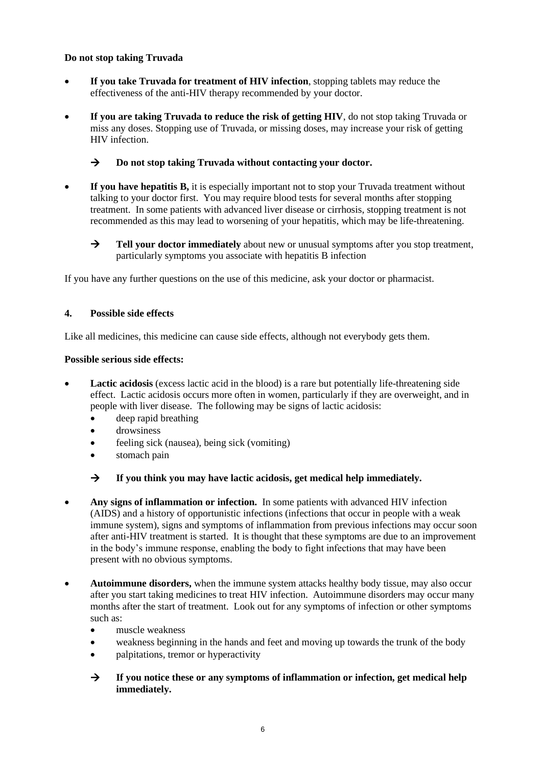**Do not stop taking Truvada**

- **If you take Truvada for treatment of HIV infection**, stopping tablets may reduce the effectiveness of the anti-HIV therapy recommended by your doctor.
- **If you are taking Truvada to reduce the risk of getting HIV**, do not stop taking Truvada or miss any doses. Stopping use of Truvada, or missing doses, may increase your risk of getting HIV infection.

  → **Do not stop taking Truvada without contacting your doctor.**

- **If you have hepatitis B,** it is especially important not to stop your Truvada treatment without talking to your doctor first. You may require blood tests for several months after stopping treatment. In some patients with advanced liver disease or cirrhosis, stopping treatment is not recommended as this may lead to worsening of your hepatitis, which may be life-threatening.

  → **Tell your doctor immediately** about new or unusual symptoms after you stop treatment, particularly symptoms you associate with hepatitis B infection

If you have any further questions on the use of this medicine, ask your doctor or pharmacist.

## 4. Possible side effects

Like all medicines, this medicine can cause side effects, although not everybody gets them.

**Possible serious side effects:**

- **Lactic acidosis** (excess lactic acid in the blood) is a rare but potentially life-threatening side effect. Lactic acidosis occurs more often in women, particularly if they are overweight, and in people with liver disease. The following may be signs of lactic acidosis:
  - deep rapid breathing
  - drowsiness
  - feeling sick (nausea), being sick (vomiting)
  - stomach pain

  → **If you think you may have lactic acidosis, get medical help immediately.**

- **Any signs of inflammation or infection.** In some patients with advanced HIV infection (AIDS) and a history of opportunistic infections (infections that occur in people with a weak immune system), signs and symptoms of inflammation from previous infections may occur soon after anti-HIV treatment is started. It is thought that these symptoms are due to an improvement in the body's immune response, enabling the body to fight infections that may have been present with no obvious symptoms.
- **Autoimmune disorders,** when the immune system attacks healthy body tissue, may also occur after you start taking medicines to treat HIV infection. Autoimmune disorders may occur many months after the start of treatment. Look out for any symptoms of infection or other symptoms such as:
  - muscle weakness
  - weakness beginning in the hands and feet and moving up towards the trunk of the body
  - palpitations, tremor or hyperactivity

  → **If you notice these or any symptoms of inflammation or infection, get medical help immediately.**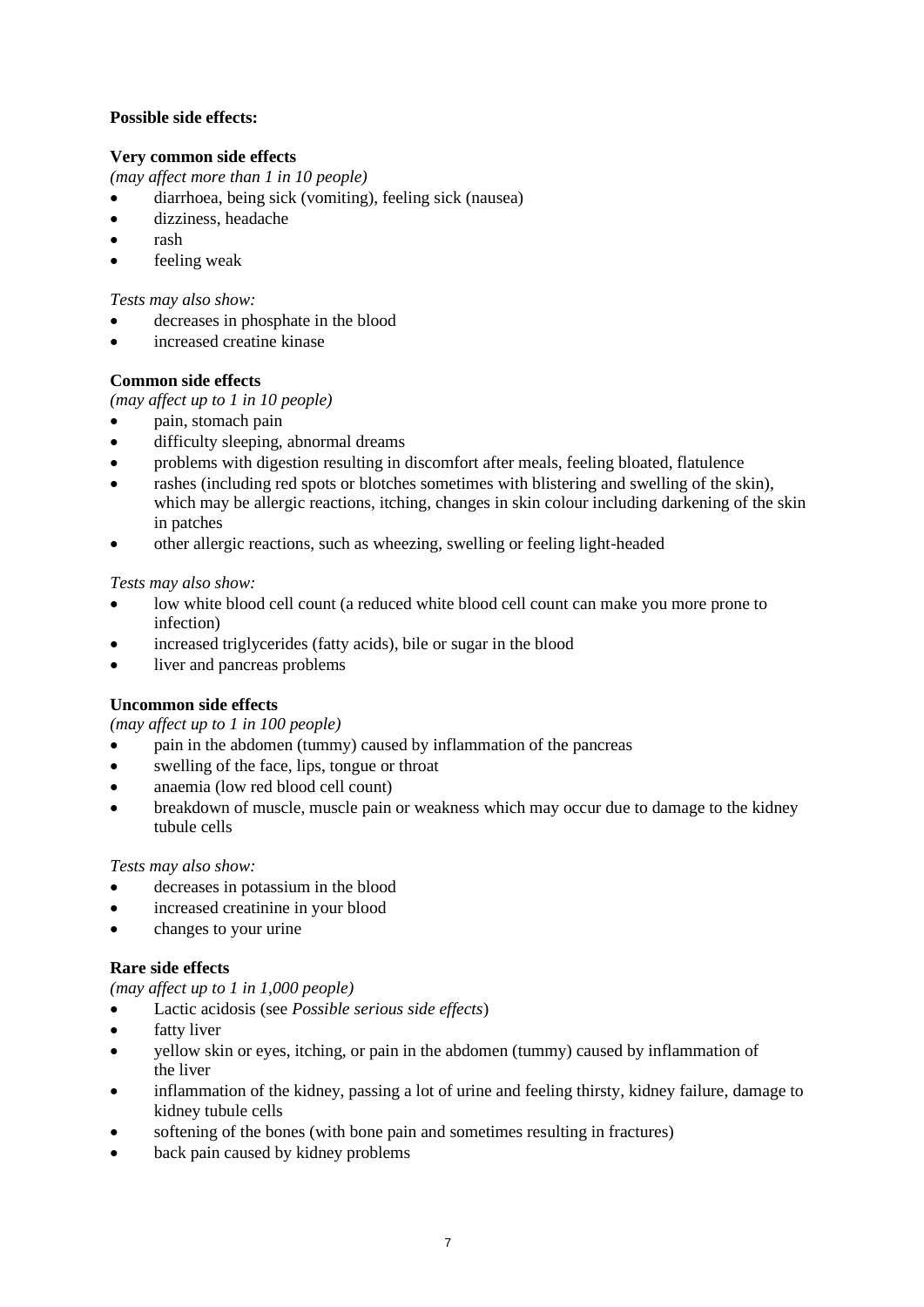**Possible side effects:**

**Very common side effects**

*(may affect more than 1 in 10 people)*

- diarrhoea, being sick (vomiting), feeling sick (nausea)
- dizziness, headache
- rash
- feeling weak

*Tests may also show:*

- decreases in phosphate in the blood
- increased creatine kinase

**Common side effects**

*(may affect up to 1 in 10 people)*

- pain, stomach pain
- difficulty sleeping, abnormal dreams
- problems with digestion resulting in discomfort after meals, feeling bloated, flatulence
- rashes (including red spots or blotches sometimes with blistering and swelling of the skin), which may be allergic reactions, itching, changes in skin colour including darkening of the skin in patches
- other allergic reactions, such as wheezing, swelling or feeling light-headed

*Tests may also show:*

- low white blood cell count (a reduced white blood cell count can make you more prone to infection)
- increased triglycerides (fatty acids), bile or sugar in the blood
- liver and pancreas problems

**Uncommon side effects**

*(may affect up to 1 in 100 people)*

- pain in the abdomen (tummy) caused by inflammation of the pancreas
- swelling of the face, lips, tongue or throat
- anaemia (low red blood cell count)
- breakdown of muscle, muscle pain or weakness which may occur due to damage to the kidney tubule cells

*Tests may also show:*

- decreases in potassium in the blood
- increased creatinine in your blood
- changes to your urine

**Rare side effects**

*(may affect up to 1 in 1,000 people)*

- Lactic acidosis (see *Possible serious side effects*)
- fatty liver
- yellow skin or eyes, itching, or pain in the abdomen (tummy) caused by inflammation of the liver
- inflammation of the kidney, passing a lot of urine and feeling thirsty, kidney failure, damage to kidney tubule cells
- softening of the bones (with bone pain and sometimes resulting in fractures)
- back pain caused by kidney problems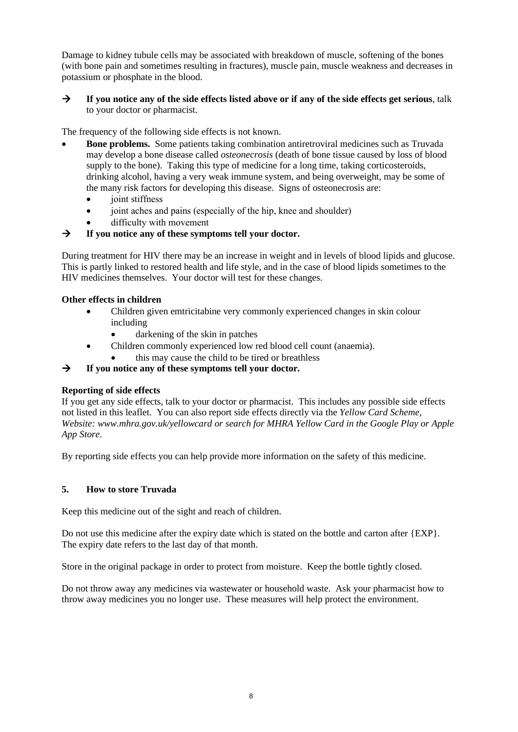Damage to kidney tubule cells may be associated with breakdown of muscle, softening of the bones (with bone pain and sometimes resulting in fractures), muscle pain, muscle weakness and decreases in potassium or phosphate in the blood.

→ **If you notice any of the side effects listed above or if any of the side effects get serious**, talk to your doctor or pharmacist.

The frequency of the following side effects is not known.

- **Bone problems.** Some patients taking combination antiretroviral medicines such as Truvada may develop a bone disease called *osteonecrosis* (death of bone tissue caused by loss of blood supply to the bone). Taking this type of medicine for a long time, taking corticosteroids, drinking alcohol, having a very weak immune system, and being overweight, may be some of the many risk factors for developing this disease. Signs of osteonecrosis are:
  - joint stiffness
  - joint aches and pains (especially of the hip, knee and shoulder)
  - difficulty with movement

→ **If you notice any of these symptoms tell your doctor.**

During treatment for HIV there may be an increase in weight and in levels of blood lipids and glucose. This is partly linked to restored health and life style, and in the case of blood lipids sometimes to the HIV medicines themselves. Your doctor will test for these changes.

**Other effects in children**

- Children given emtricitabine very commonly experienced changes in skin colour including
  - darkening of the skin in patches
- Children commonly experienced low red blood cell count (anaemia).
  - this may cause the child to be tired or breathless

→ **If you notice any of these symptoms tell your doctor.**

**Reporting of side effects**

If you get any side effects, talk to your doctor or pharmacist. This includes any possible side effects not listed in this leaflet. You can also report side effects directly via the *Yellow Card Scheme, Website: www.mhra.gov.uk/yellowcard or search for MHRA Yellow Card in the Google Play or Apple App Store*.

By reporting side effects you can help provide more information on the safety of this medicine.

## 5. How to store Truvada

Keep this medicine out of the sight and reach of children.

Do not use this medicine after the expiry date which is stated on the bottle and carton after {EXP}. The expiry date refers to the last day of that month.

Store in the original package in order to protect from moisture. Keep the bottle tightly closed.

Do not throw away any medicines via wastewater or household waste. Ask your pharmacist how to throw away medicines you no longer use. These measures will help protect the environment.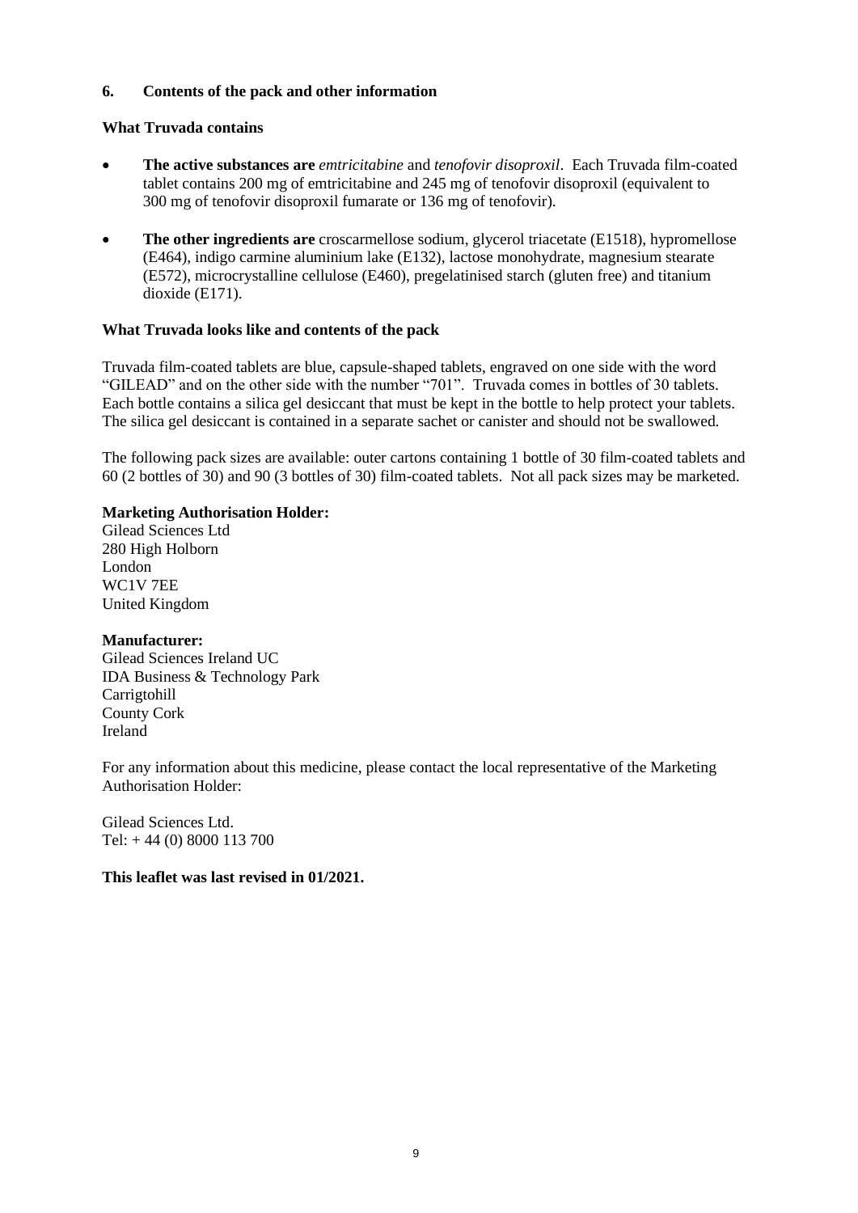## 6. Contents of the pack and other information

### What Truvada contains

- **The active substances are** *emtricitabine* and *tenofovir disoproxil*. Each Truvada film-coated tablet contains 200 mg of emtricitabine and 245 mg of tenofovir disoproxil (equivalent to 300 mg of tenofovir disoproxil fumarate or 136 mg of tenofovir).
- **The other ingredients are** croscarmellose sodium, glycerol triacetate (E1518), hypromellose (E464), indigo carmine aluminium lake (E132), lactose monohydrate, magnesium stearate (E572), microcrystalline cellulose (E460), pregelatinised starch (gluten free) and titanium dioxide (E171).

### What Truvada looks like and contents of the pack

Truvada film-coated tablets are blue, capsule-shaped tablets, engraved on one side with the word "GILEAD" and on the other side with the number "701". Truvada comes in bottles of 30 tablets. Each bottle contains a silica gel desiccant that must be kept in the bottle to help protect your tablets. The silica gel desiccant is contained in a separate sachet or canister and should not be swallowed.

The following pack sizes are available: outer cartons containing 1 bottle of 30 film-coated tablets and 60 (2 bottles of 30) and 90 (3 bottles of 30) film-coated tablets. Not all pack sizes may be marketed.

**Marketing Authorisation Holder:**
Gilead Sciences Ltd
280 High Holborn
London
WC1V 7EE
United Kingdom

**Manufacturer:**
Gilead Sciences Ireland UC
IDA Business & Technology Park
Carrigtohill
County Cork
Ireland

For any information about this medicine, please contact the local representative of the Marketing Authorisation Holder:

Gilead Sciences Ltd.
Tel: + 44 (0) 8000 113 700

**This leaflet was last revised in 01/2021.**